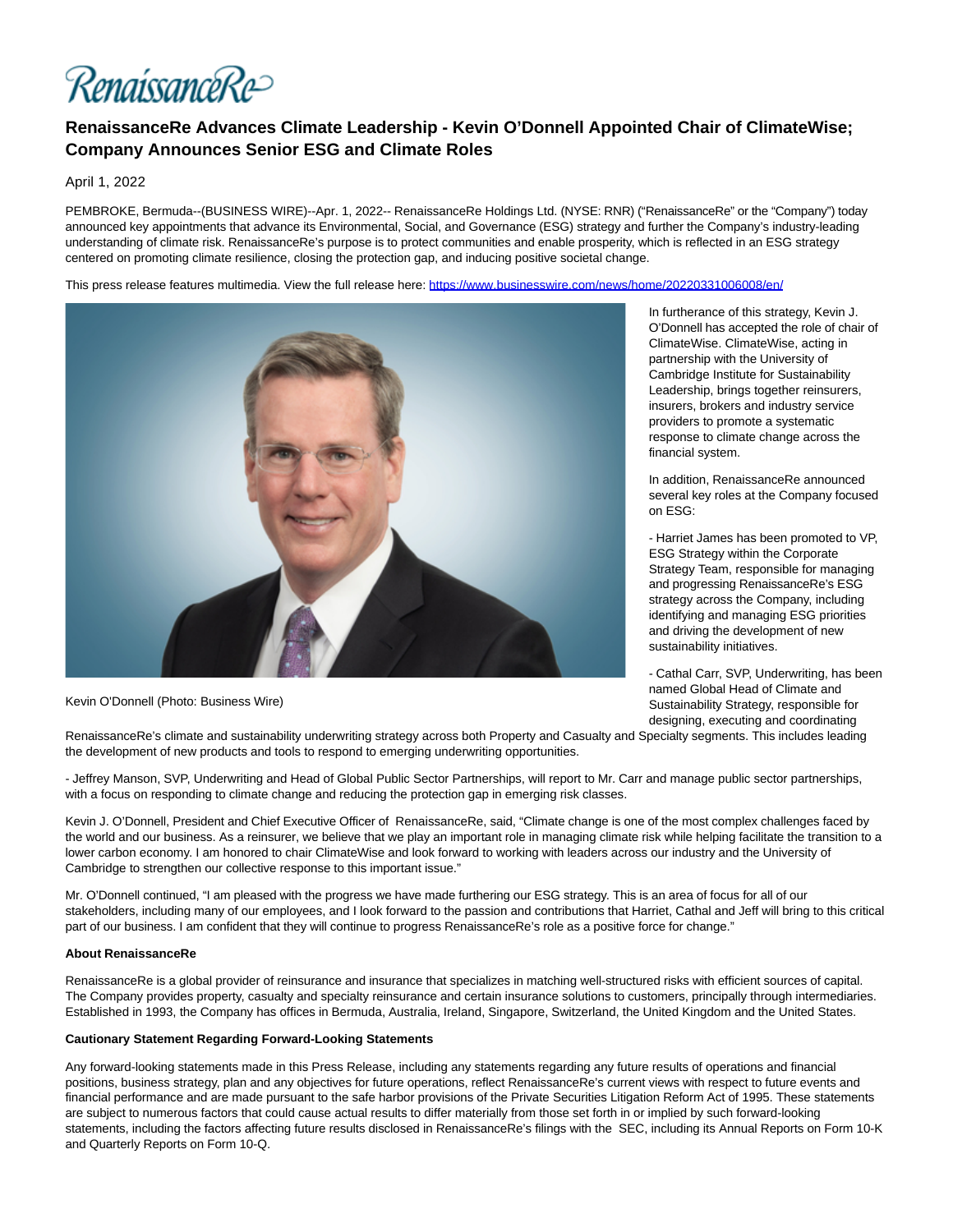RenaissanceRe

# RenaissanceRe Advances Climate Leadership - Kevin O'Donnell Appointed Chair of ClimateWise; Company Announces Senior ESG and Climate Roles

April 1, 2022

PEMBROKE, Bermuda--(BUSINESS WIRE)--Apr. 1, 2022-- RenaissanceRe Holdings Ltd. (NYSE: RNR) ("RenaissanceRe" or the "Company") today announced key appointments that advance its Environmental, Social, and Governance (ESG) strategy and further the Company's industry-leading understanding of climate risk. RenaissanceRe's purpose is to protect communities and enable prosperity, which is reflected in an ESG strategy centered on promoting climate resilience, closing the protection gap, and inducing positive societal change.

This press release features multimedia. View the full release here: https://www.businesswire.com/news/home/20220331006008/en/

Kevin O'Donnell (Photo: Business Wire)

In furtherance of this strategy, Kevin J. O'Donnell has accepted the role of chair of ClimateWise. ClimateWise, acting in partnership with the University of Cambridge Institute for Sustainability Leadership, brings together reinsurers, insurers, brokers and industry service providers to promote a systematic response to climate change across the financial system.

In addition, RenaissanceRe announced several key roles at the Company focused on ESG:

- Harriet James has been promoted to VP, ESG Strategy within the Corporate Strategy Team, responsible for managing and progressing RenaissanceRe's ESG strategy across the Company, including identifying and managing ESG priorities and driving the development of new sustainability initiatives.

- Cathal Carr, SVP, Underwriting, has been named Global Head of Climate and Sustainability Strategy, responsible for designing, executing and coordinating RenaissanceRe's climate and sustainability underwriting strategy across both Property and Casualty and Specialty segments. This includes leading the development of new products and tools to respond to emerging underwriting opportunities.

- Jeffrey Manson, SVP, Underwriting and Head of Global Public Sector Partnerships, will report to Mr. Carr and manage public sector partnerships, with a focus on responding to climate change and reducing the protection gap in emerging risk classes.

Kevin J. O'Donnell, President and Chief Executive Officer of RenaissanceRe, said, "Climate change is one of the most complex challenges faced by the world and our business. As a reinsurer, we believe that we play an important role in managing climate risk while helping facilitate the transition to a lower carbon economy. I am honored to chair ClimateWise and look forward to working with leaders across our industry and the University of Cambridge to strengthen our collective response to this important issue."

Mr. O'Donnell continued, "I am pleased with the progress we have made furthering our ESG strategy. This is an area of focus for all of our stakeholders, including many of our employees, and I look forward to the passion and contributions that Harriet, Cathal and Jeff will bring to this critical part of our business. I am confident that they will continue to progress RenaissanceRe's role as a positive force for change."

**About RenaissanceRe**

RenaissanceRe is a global provider of reinsurance and insurance that specializes in matching well-structured risks with efficient sources of capital. The Company provides property, casualty and specialty reinsurance and certain insurance solutions to customers, principally through intermediaries. Established in 1993, the Company has offices in Bermuda, Australia, Ireland, Singapore, Switzerland, the United Kingdom and the United States.

**Cautionary Statement Regarding Forward-Looking Statements**

Any forward-looking statements made in this Press Release, including any statements regarding any future results of operations and financial positions, business strategy, plan and any objectives for future operations, reflect RenaissanceRe's current views with respect to future events and financial performance and are made pursuant to the safe harbor provisions of the Private Securities Litigation Reform Act of 1995. These statements are subject to numerous factors that could cause actual results to differ materially from those set forth in or implied by such forward-looking statements, including the factors affecting future results disclosed in RenaissanceRe's filings with the SEC, including its Annual Reports on Form 10-K and Quarterly Reports on Form 10-Q.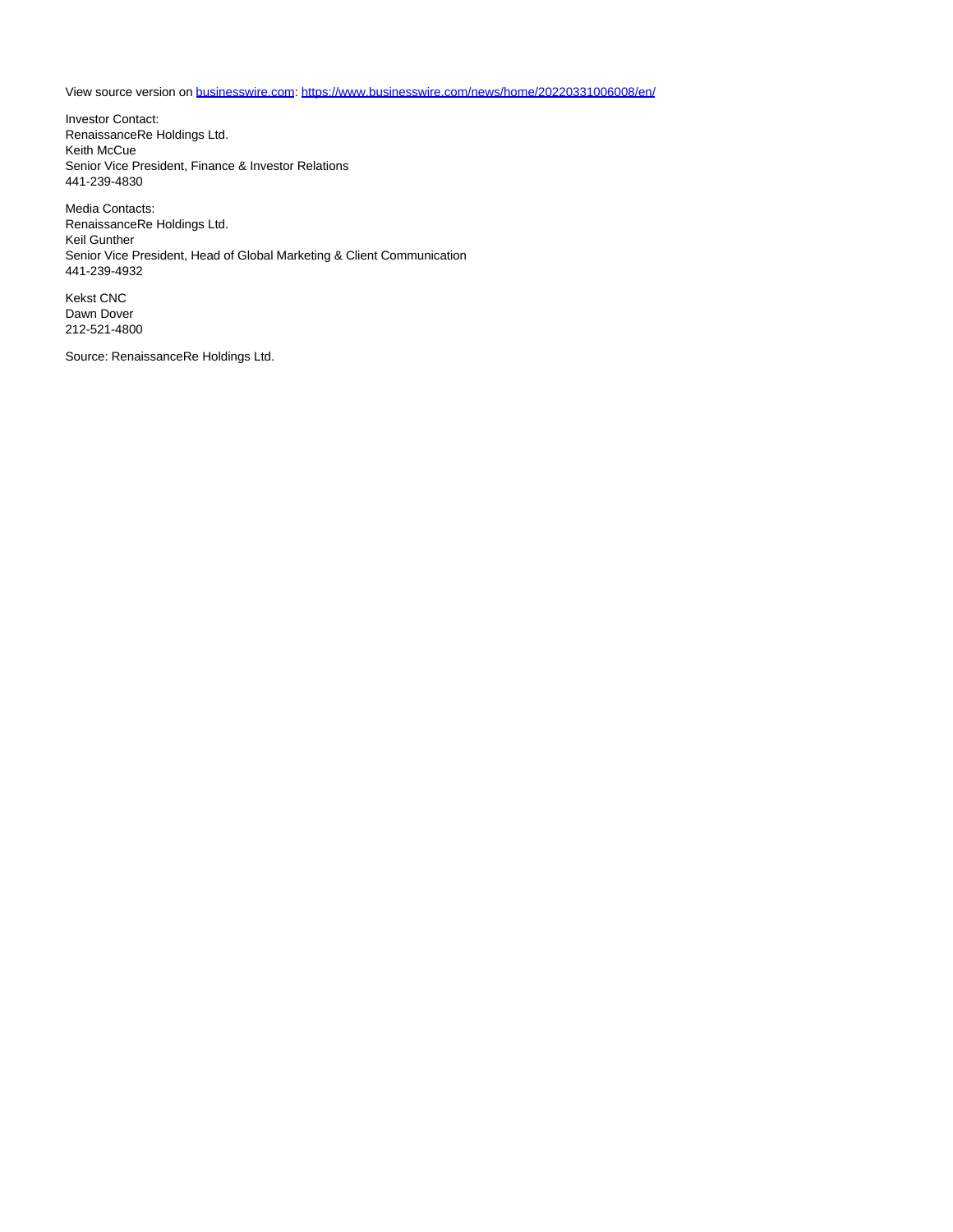View source version on [businesswire.com](https://businesswire.com): [https://www.businesswire.com/news/home/20220331006008/en/](https://www.businesswire.com/news/home/20220331006008/en/)

Investor Contact:
RenaissanceRe Holdings Ltd.
Keith McCue
Senior Vice President, Finance & Investor Relations
441-239-4830

Media Contacts:
RenaissanceRe Holdings Ltd.
Keil Gunther
Senior Vice President, Head of Global Marketing & Client Communication
441-239-4932

Kekst CNC
Dawn Dover
212-521-4800

Source: RenaissanceRe Holdings Ltd.